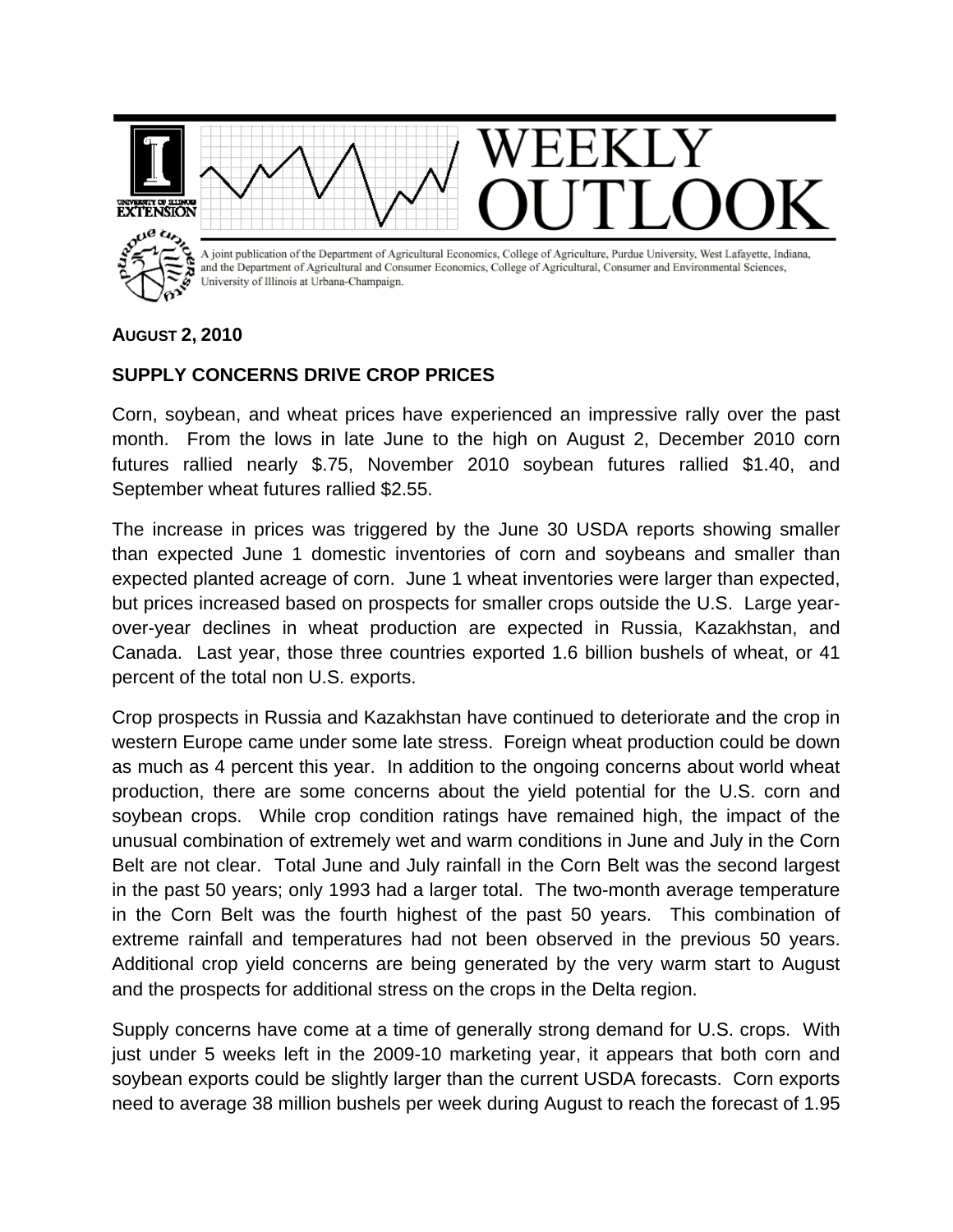# WEEKLY OUTLOOK

A joint publication of the Department of Agricultural Economics, College of Agriculture, Purdue University, West Lafayette, Indiana, and the Department of Agricultural and Consumer Economics, College of Agricultural, Consumer and Environmental Sciences, University of Illinois at Urbana-Champaign.

**AUGUST 2, 2010**

## SUPPLY CONCERNS DRIVE CROP PRICES

Corn, soybean, and wheat prices have experienced an impressive rally over the past month. From the lows in late June to the high on August 2, December 2010 corn futures rallied nearly $.75, November 2010 soybean futures rallied $1.40, and September wheat futures rallied $2.55.

The increase in prices was triggered by the June 30 USDA reports showing smaller than expected June 1 domestic inventories of corn and soybeans and smaller than expected planted acreage of corn. June 1 wheat inventories were larger than expected, but prices increased based on prospects for smaller crops outside the U.S. Large year-over-year declines in wheat production are expected in Russia, Kazakhstan, and Canada. Last year, those three countries exported 1.6 billion bushels of wheat, or 41 percent of the total non U.S. exports.

Crop prospects in Russia and Kazakhstan have continued to deteriorate and the crop in western Europe came under some late stress. Foreign wheat production could be down as much as 4 percent this year. In addition to the ongoing concerns about world wheat production, there are some concerns about the yield potential for the U.S. corn and soybean crops. While crop condition ratings have remained high, the impact of the unusual combination of extremely wet and warm conditions in June and July in the Corn Belt are not clear. Total June and July rainfall in the Corn Belt was the second largest in the past 50 years; only 1993 had a larger total. The two-month average temperature in the Corn Belt was the fourth highest of the past 50 years. This combination of extreme rainfall and temperatures had not been observed in the previous 50 years. Additional crop yield concerns are being generated by the very warm start to August and the prospects for additional stress on the crops in the Delta region.

Supply concerns have come at a time of generally strong demand for U.S. crops. With just under 5 weeks left in the 2009-10 marketing year, it appears that both corn and soybean exports could be slightly larger than the current USDA forecasts. Corn exports need to average 38 million bushels per week during August to reach the forecast of 1.95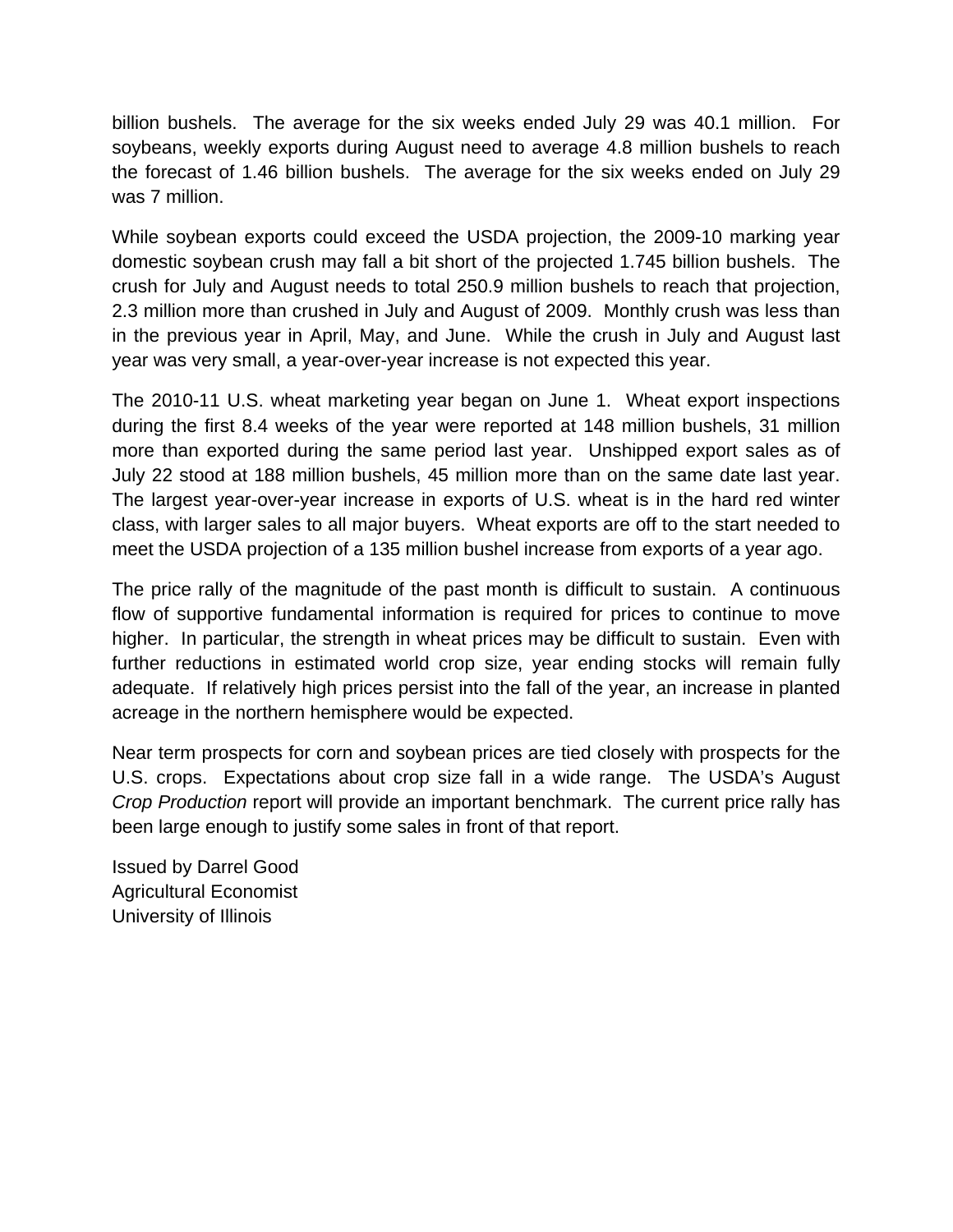billion bushels. The average for the six weeks ended July 29 was 40.1 million. For soybeans, weekly exports during August need to average 4.8 million bushels to reach the forecast of 1.46 billion bushels. The average for the six weeks ended on July 29 was 7 million.

While soybean exports could exceed the USDA projection, the 2009-10 marking year domestic soybean crush may fall a bit short of the projected 1.745 billion bushels. The crush for July and August needs to total 250.9 million bushels to reach that projection, 2.3 million more than crushed in July and August of 2009. Monthly crush was less than in the previous year in April, May, and June. While the crush in July and August last year was very small, a year-over-year increase is not expected this year.

The 2010-11 U.S. wheat marketing year began on June 1. Wheat export inspections during the first 8.4 weeks of the year were reported at 148 million bushels, 31 million more than exported during the same period last year. Unshipped export sales as of July 22 stood at 188 million bushels, 45 million more than on the same date last year. The largest year-over-year increase in exports of U.S. wheat is in the hard red winter class, with larger sales to all major buyers. Wheat exports are off to the start needed to meet the USDA projection of a 135 million bushel increase from exports of a year ago.

The price rally of the magnitude of the past month is difficult to sustain. A continuous flow of supportive fundamental information is required for prices to continue to move higher. In particular, the strength in wheat prices may be difficult to sustain. Even with further reductions in estimated world crop size, year ending stocks will remain fully adequate. If relatively high prices persist into the fall of the year, an increase in planted acreage in the northern hemisphere would be expected.

Near term prospects for corn and soybean prices are tied closely with prospects for the U.S. crops. Expectations about crop size fall in a wide range. The USDA's August *Crop Production* report will provide an important benchmark. The current price rally has been large enough to justify some sales in front of that report.

Issued by Darrel Good
Agricultural Economist
University of Illinois